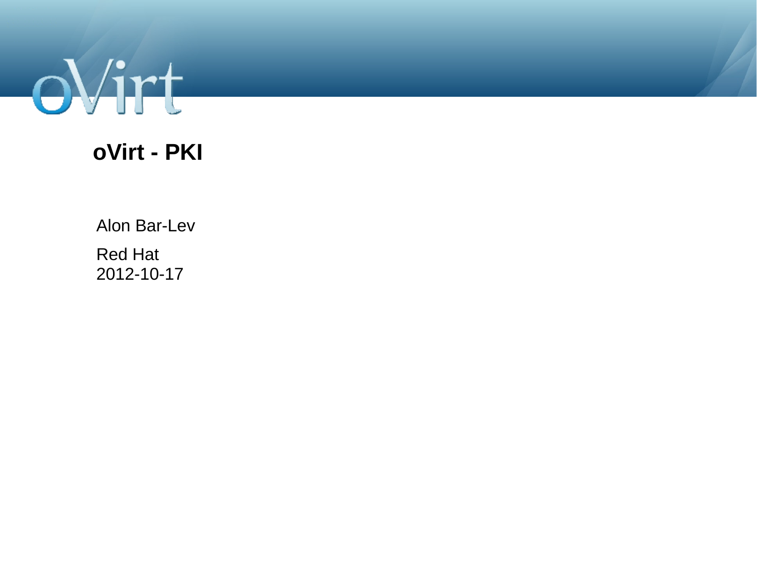# oVirt - PKI

Alon Bar-Lev

Red Hat
2012-10-17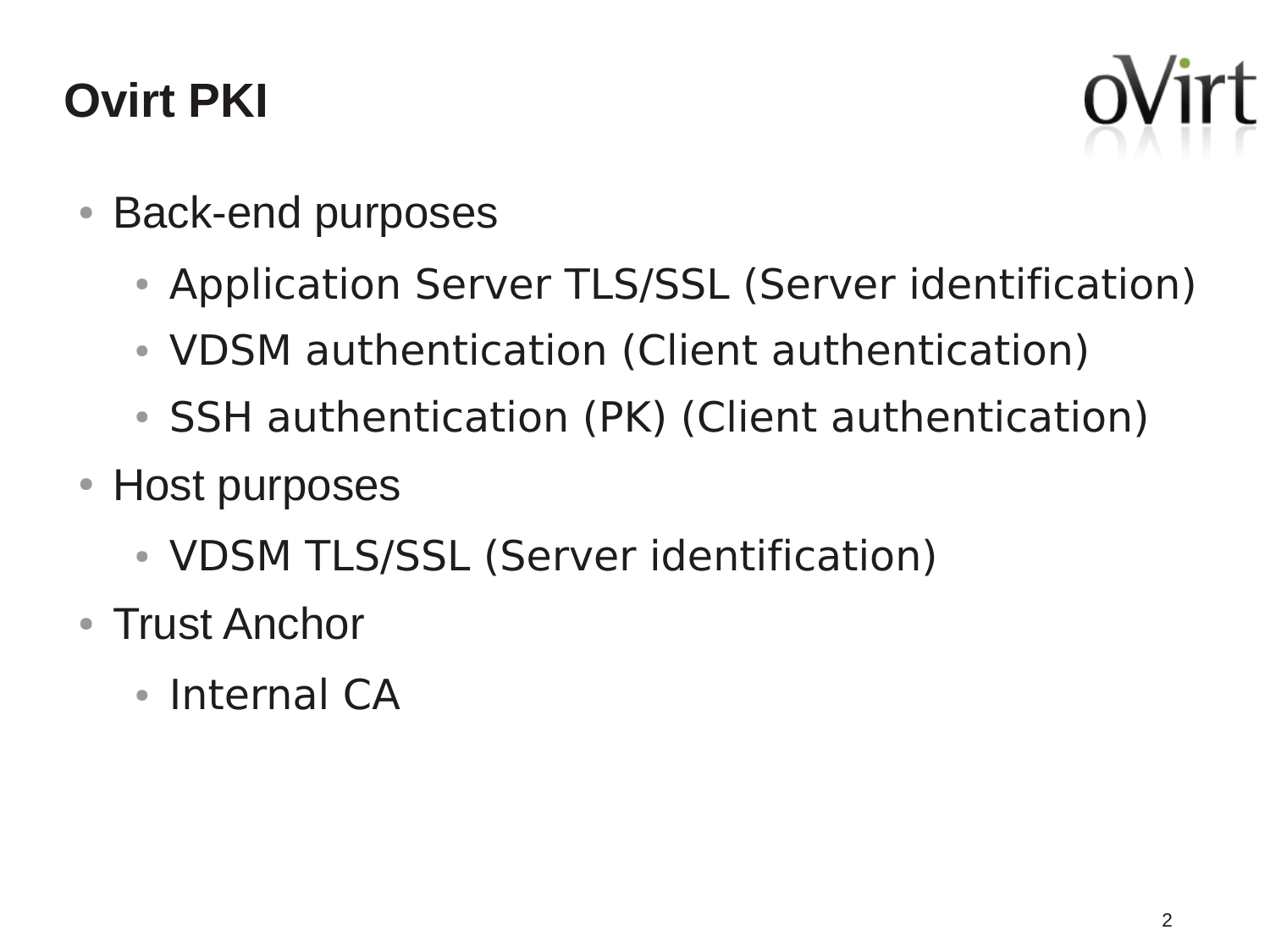# Ovirt PKI

- Back-end purposes
  - Application Server TLS/SSL (Server identification)
  - VDSM authentication (Client authentication)
  - SSH authentication (PK) (Client authentication)
- Host purposes
  - VDSM TLS/SSL (Server identification)
- Trust Anchor
  - Internal CA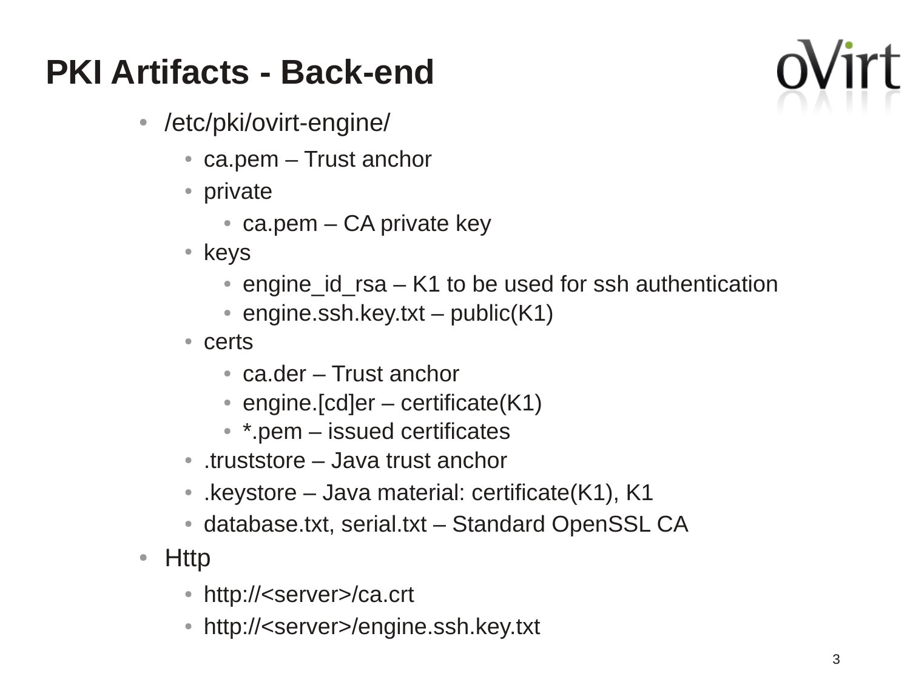# PKI Artifacts - Back-end

- /etc/pki/ovirt-engine/
  - ca.pem – Trust anchor
  - private
    - ca.pem – CA private key
  - keys
    - engine_id_rsa – K1 to be used for ssh authentication
    - engine.ssh.key.txt – public(K1)
  - certs
    - ca.der – Trust anchor
    - engine.[cd]er – certificate(K1)
    - *.pem – issued certificates
  - .truststore – Java trust anchor
  - .keystore – Java material: certificate(K1), K1
  - database.txt, serial.txt – Standard OpenSSL CA
- Http
  - http://<server>/ca.crt
  - http://<server>/engine.ssh.key.txt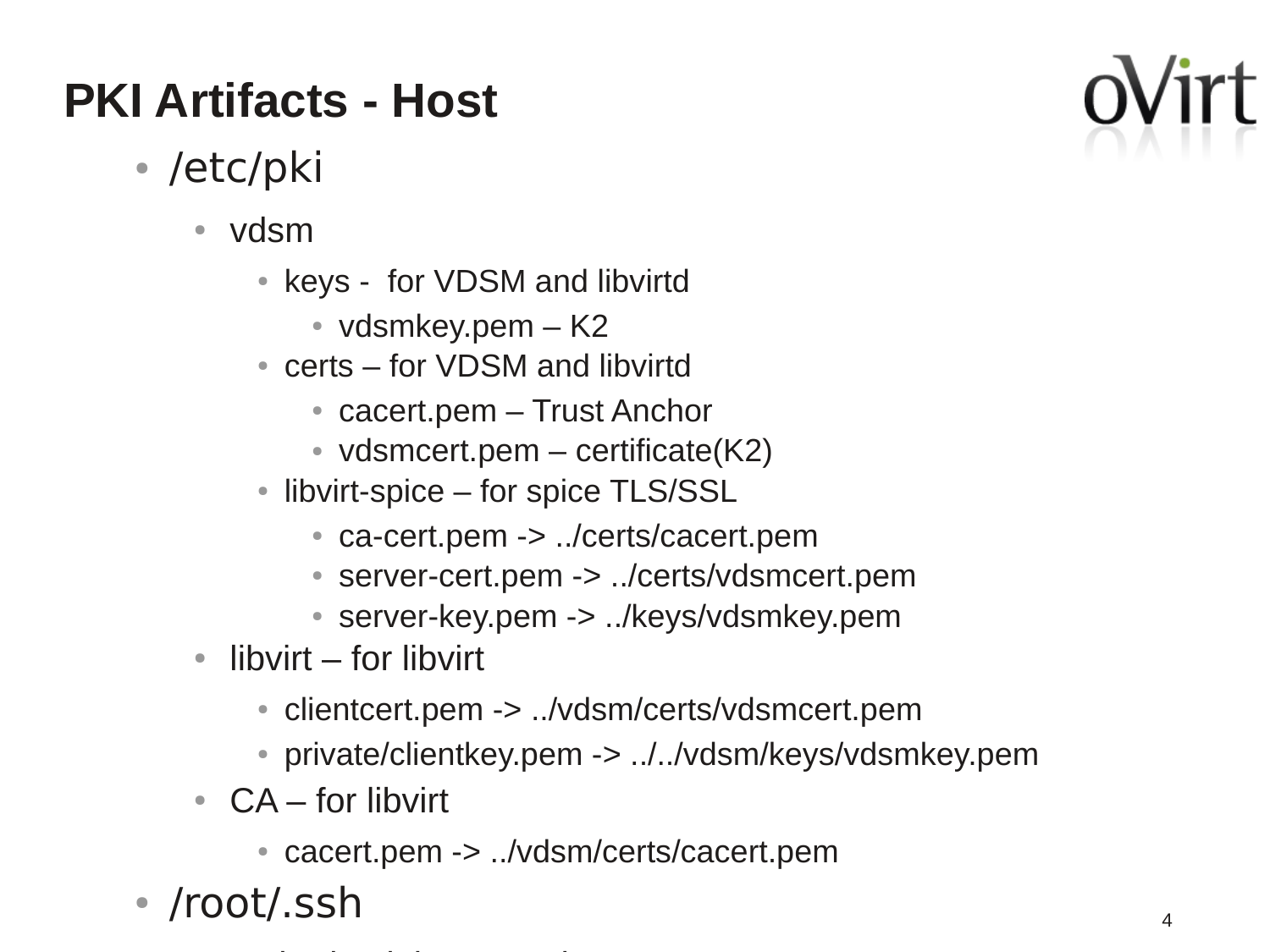# PKI Artifacts - Host

- /etc/pki
  - vdsm
    - keys - for VDSM and libvirtd
      - vdsmkey.pem – K2
    - certs – for VDSM and libvirtd
      - cacert.pem – Trust Anchor
      - vdsmcert.pem – certificate(K2)
    - libvirt-spice – for spice TLS/SSL
      - ca-cert.pem -> ../certs/cacert.pem
      - server-cert.pem -> ../certs/vdsmcert.pem
      - server-key.pem -> ../keys/vdsmkey.pem
  - libvirt – for libvirt
    - clientcert.pem -> ../vdsm/certs/vdsmcert.pem
    - private/clientkey.pem -> ../../vdsm/keys/vdsmkey.pem
  - CA – for libvirt
    - cacert.pem -> ../vdsm/certs/cacert.pem
- /root/.ssh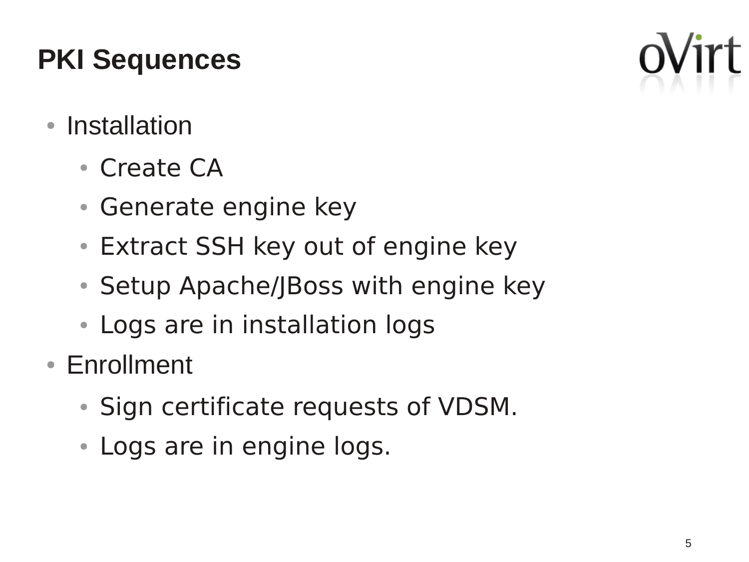# PKI Sequences

- Installation
  - Create CA
  - Generate engine key
  - Extract SSH key out of engine key
  - Setup Apache/JBoss with engine key
  - Logs are in installation logs
- Enrollment
  - Sign certificate requests of VDSM.
  - Logs are in engine logs.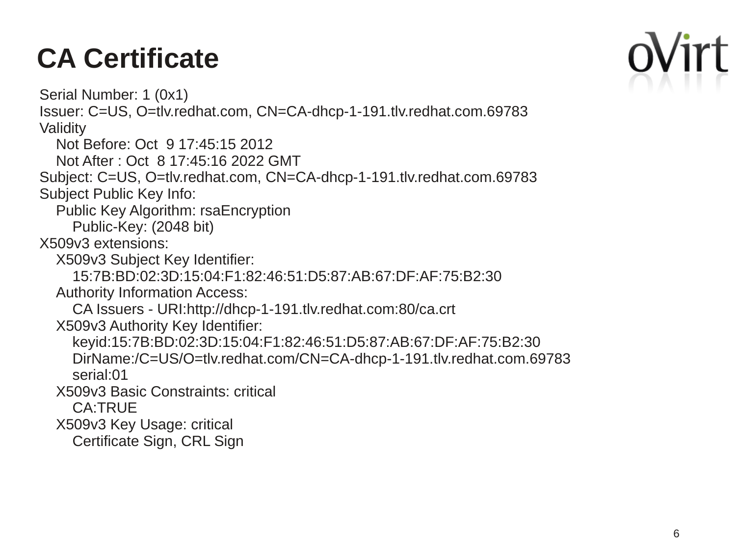# CA Certificate

```
Serial Number: 1 (0x1)
Issuer: C=US, O=tlv.redhat.com, CN=CA-dhcp-1-191.tlv.redhat.com.69783
Validity
    Not Before: Oct  9 17:45:15 2012
    Not After : Oct  8 17:45:16 2022 GMT
Subject: C=US, O=tlv.redhat.com, CN=CA-dhcp-1-191.tlv.redhat.com.69783
Subject Public Key Info:
    Public Key Algorithm: rsaEncryption
        Public-Key: (2048 bit)
X509v3 extensions:
    X509v3 Subject Key Identifier:
        15:7B:BD:02:3D:15:04:F1:82:46:51:D5:87:AB:67:DF:AF:75:B2:30
    Authority Information Access:
        CA Issuers - URI:http://dhcp-1-191.tlv.redhat.com:80/ca.crt
    X509v3 Authority Key Identifier:
        keyid:15:7B:BD:02:3D:15:04:F1:82:46:51:D5:87:AB:67:DF:AF:75:B2:30
        DirName:/C=US/O=tlv.redhat.com/CN=CA-dhcp-1-191.tlv.redhat.com.69783
        serial:01
    X509v3 Basic Constraints: critical
        CA:TRUE
    X509v3 Key Usage: critical
        Certificate Sign, CRL Sign
```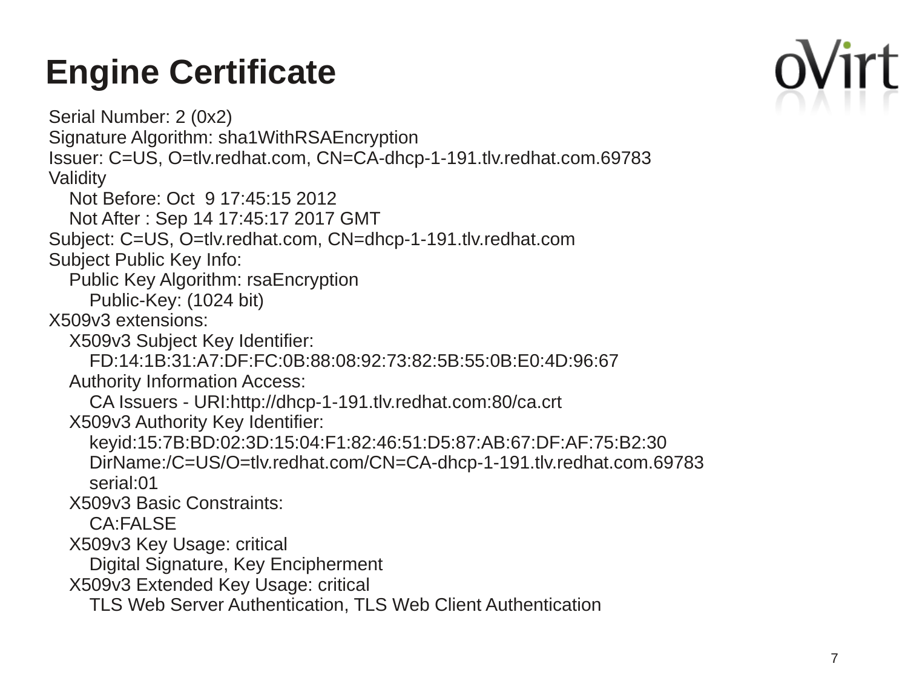# Engine Certificate

```
Serial Number: 2 (0x2)
Signature Algorithm: sha1WithRSAEncryption
Issuer: C=US, O=tlv.redhat.com, CN=CA-dhcp-1-191.tlv.redhat.com.69783
Validity
    Not Before: Oct  9 17:45:15 2012
    Not After : Sep 14 17:45:17 2017 GMT
Subject: C=US, O=tlv.redhat.com, CN=dhcp-1-191.tlv.redhat.com
Subject Public Key Info:
    Public Key Algorithm: rsaEncryption
        Public-Key: (1024 bit)
X509v3 extensions:
    X509v3 Subject Key Identifier:
        FD:14:1B:31:A7:DF:FC:0B:88:08:92:73:82:5B:55:0B:E0:4D:96:67
    Authority Information Access:
        CA Issuers - URI:http://dhcp-1-191.tlv.redhat.com:80/ca.crt
    X509v3 Authority Key Identifier:
        keyid:15:7B:BD:02:3D:15:04:F1:82:46:51:D5:87:AB:67:DF:AF:75:B2:30
        DirName:/C=US/O=tlv.redhat.com/CN=CA-dhcp-1-191.tlv.redhat.com.69783
        serial:01
    X509v3 Basic Constraints:
        CA:FALSE
    X509v3 Key Usage: critical
        Digital Signature, Key Encipherment
    X509v3 Extended Key Usage: critical
        TLS Web Server Authentication, TLS Web Client Authentication
```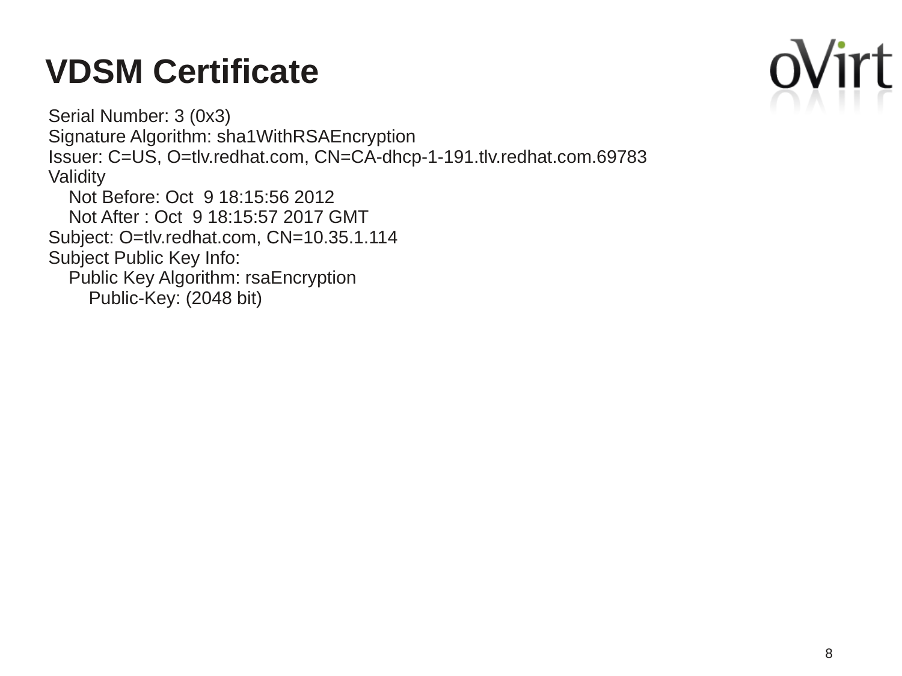# VDSM Certificate

```
Serial Number: 3 (0x3)
Signature Algorithm: sha1WithRSAEncryption
Issuer: C=US, O=tlv.redhat.com, CN=CA-dhcp-1-191.tlv.redhat.com.69783
Validity
    Not Before: Oct  9 18:15:56 2012
    Not After : Oct  9 18:15:57 2017 GMT
Subject: O=tlv.redhat.com, CN=10.35.1.114
Subject Public Key Info:
    Public Key Algorithm: rsaEncryption
        Public-Key: (2048 bit)
```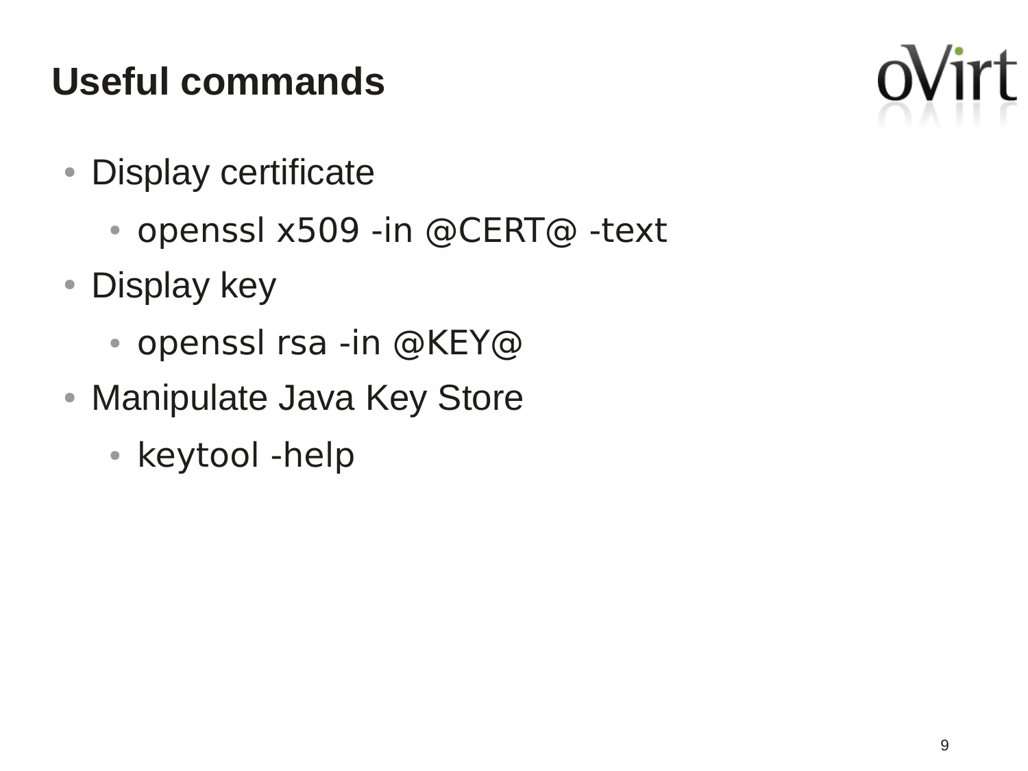# Useful commands

- Display certificate
  - openssl x509 -in @CERT@ -text
- Display key
  - openssl rsa -in @KEY@
- Manipulate Java Key Store
  - keytool -help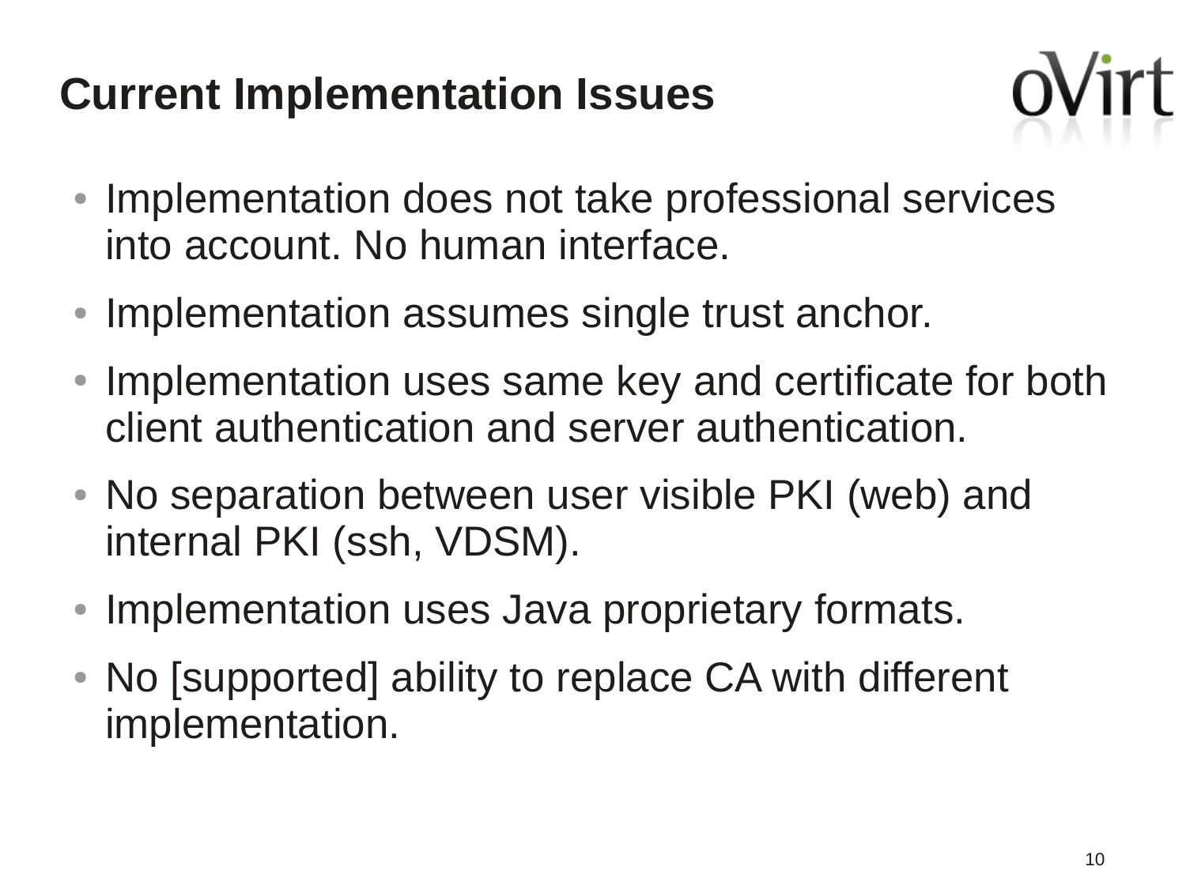# Current Implementation Issues

- Implementation does not take professional services into account. No human interface.
- Implementation assumes single trust anchor.
- Implementation uses same key and certificate for both client authentication and server authentication.
- No separation between user visible PKI (web) and internal PKI (ssh, VDSM).
- Implementation uses Java proprietary formats.
- No [supported] ability to replace CA with different implementation.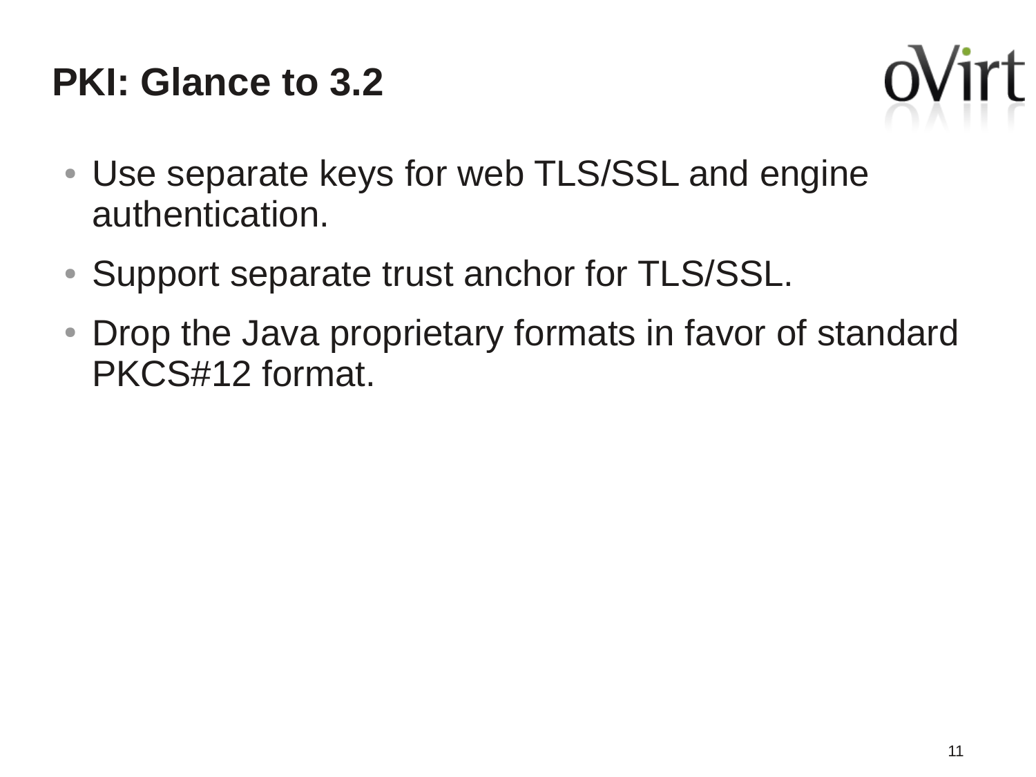# PKI: Glance to 3.2

- Use separate keys for web TLS/SSL and engine authentication.
- Support separate trust anchor for TLS/SSL.
- Drop the Java proprietary formats in favor of standard PKCS#12 format.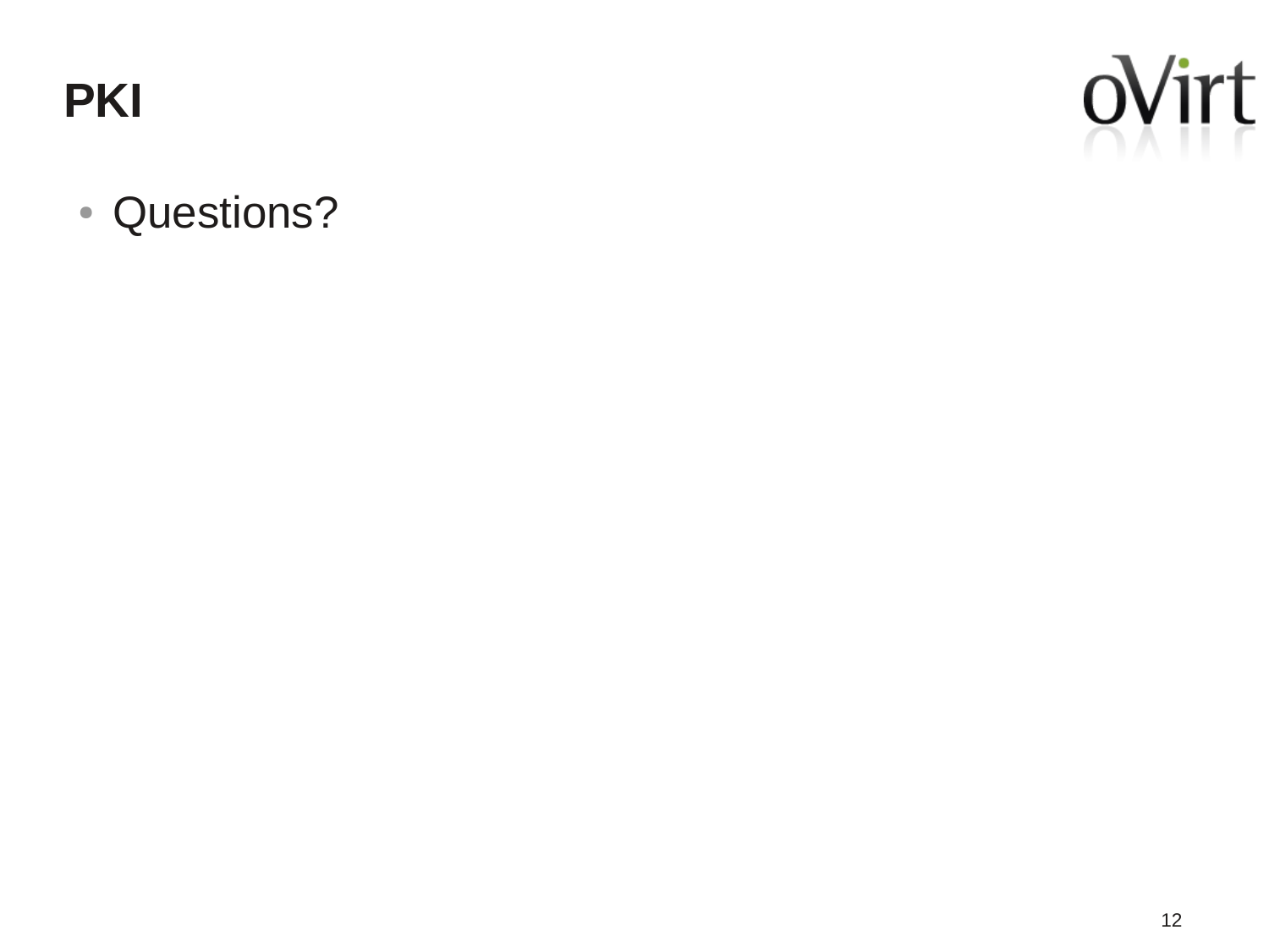# PKI

- Questions?